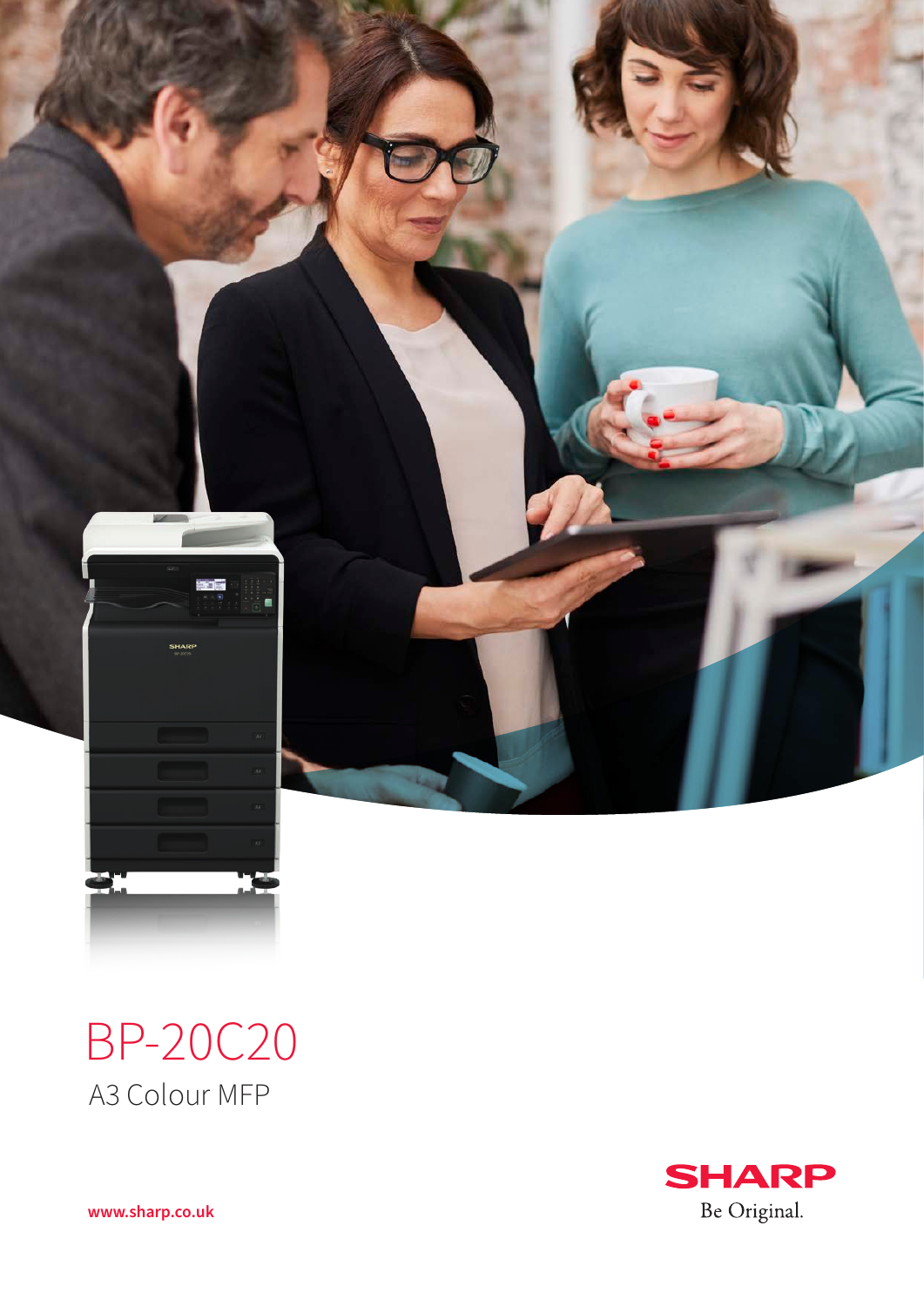# BP-20C20

A3 Colour MFP

www.sharp.co.uk

SHARP

Be Original.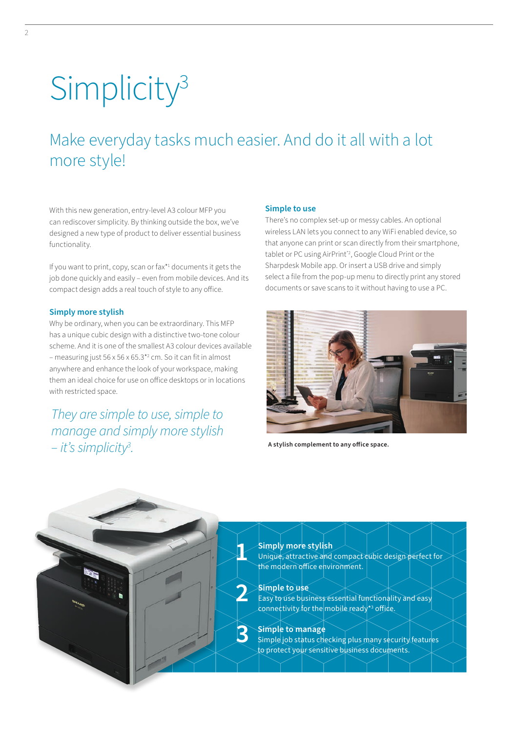# Simplicity³

## Make everyday tasks much easier. And do it all with a lot more style!

With this new generation, entry-level A3 colour MFP you can rediscover simplicity. By thinking outside the box, we've designed a new type of product to deliver essential business functionality.

If you want to print, copy, scan or fax*[1] documents it gets the job done quickly and easily – even from mobile devices. And its compact design adds a real touch of style to any office.

### Simply more stylish

Why be ordinary, when you can be extraordinary. This MFP has a unique cubic design with a distinctive two-tone colour scheme. And it is one of the smallest A3 colour devices available – measuring just 56 x 56 x 65.3*[2] cm. So it can fit in almost anywhere and enhance the look of your workspace, making them an ideal choice for use on office desktops or in locations with restricted space.

*They are simple to use, simple to manage and simply more stylish – it's simplicity³.*

### Simple to use

There's no complex set-up or messy cables. An optional wireless LAN lets you connect to any WiFi enabled device, so that anyone can print or scan directly from their smartphone, tablet or PC using AirPrint*[2], Google Cloud Print or the Sharpdesk Mobile app. Or insert a USB drive and simply select a file from the pop-up menu to directly print any stored documents or save scans to it without having to use a PC.

**A stylish complement to any office space.**

**1 Simply more stylish**
Unique, attractive and compact cubic design perfect for the modern office environment.

**2 Simple to use**
Easy to use business essential functionality and easy connectivity for the mobile ready*[3] office.

**3 Simple to manage**
Simple job status checking plus many security features to protect your sensitive business documents.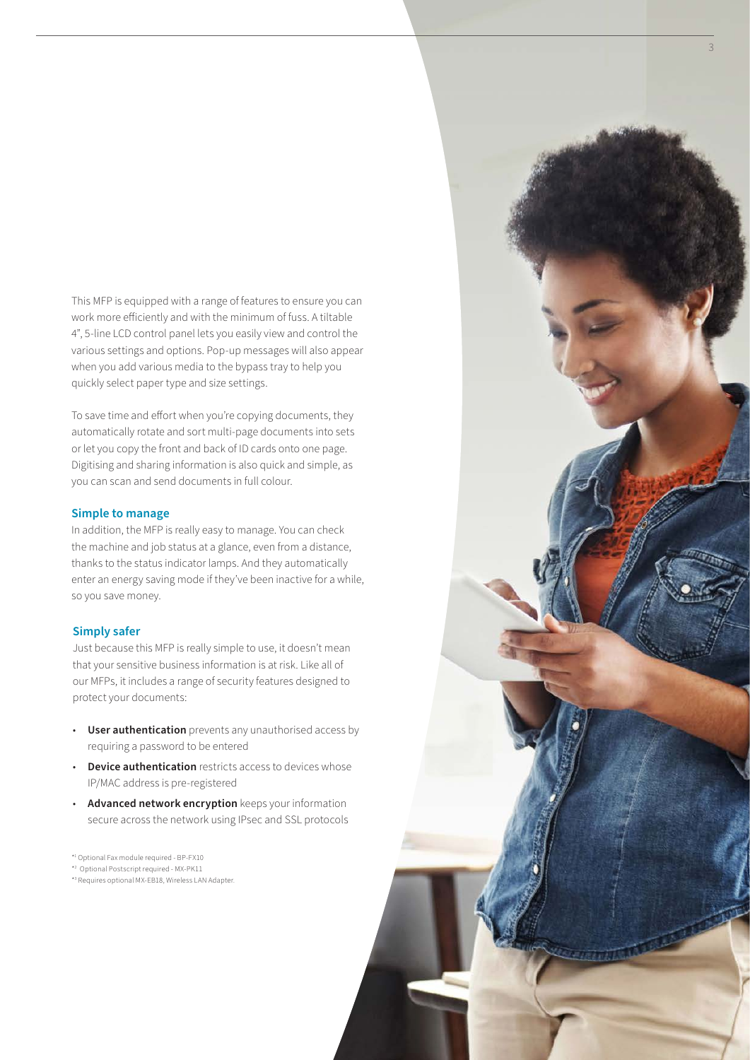This MFP is equipped with a range of features to ensure you can work more efficiently and with the minimum of fuss. A tiltable 4", 5-line LCD control panel lets you easily view and control the various settings and options. Pop-up messages will also appear when you add various media to the bypass tray to help you quickly select paper type and size settings.

To save time and effort when you're copying documents, they automatically rotate and sort multi-page documents into sets or let you copy the front and back of ID cards onto one page. Digitising and sharing information is also quick and simple, as you can scan and send documents in full colour.

### Simple to manage

In addition, the MFP is really easy to manage. You can check the machine and job status at a glance, even from a distance, thanks to the status indicator lamps. And they automatically enter an energy saving mode if they've been inactive for a while, so you save money.

### Simply safer

Just because this MFP is really simple to use, it doesn't mean that your sensitive business information is at risk. Like all of our MFPs, it includes a range of security features designed to protect your documents:

- **User authentication** prevents any unauthorised access by requiring a password to be entered
- **Device authentication** restricts access to devices whose IP/MAC address is pre-registered
- **Advanced network encryption** keeps your information secure across the network using IPsec and SSL protocols

*[1] Optional Fax module required - BP-FX10
*[2] Optional Postscript required - MX-PK11
*[3] Requires optional MX-EB18, Wireless LAN Adapter.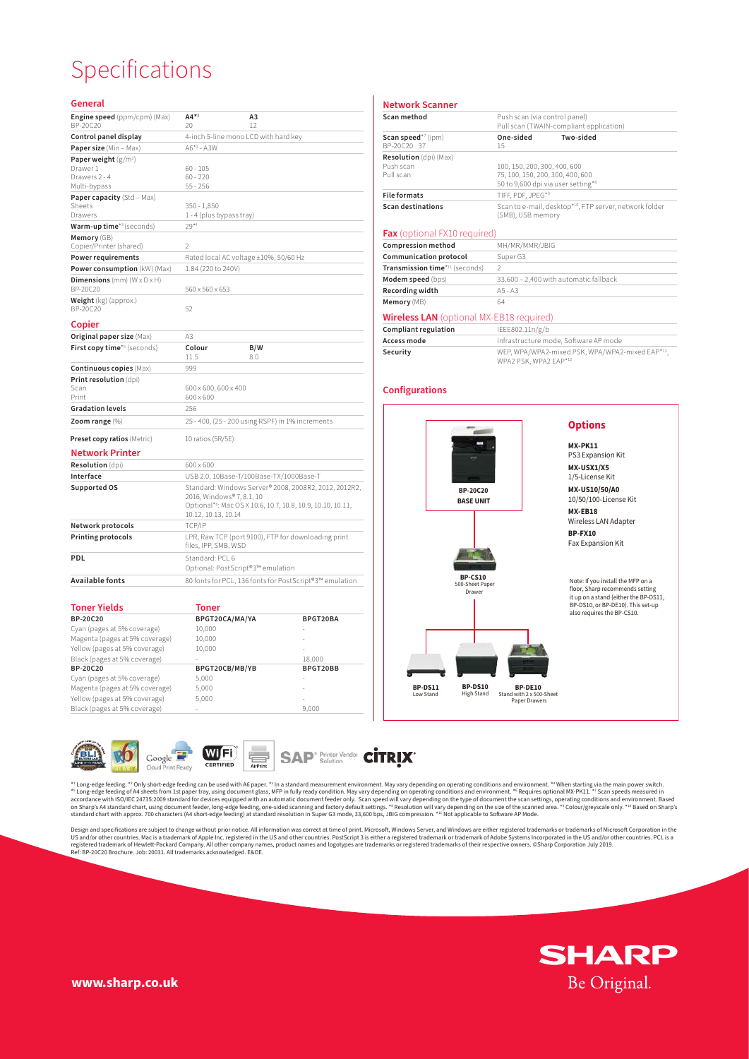# Specifications

## General

| | | |
|---|---|---|
| **Engine speed** (ppm/cpm) (Max) | A4[*1] | A3 |
| BP-20C20 | 20 | 12 |
| **Control panel display** | 4-inch 5-line mono LCD with hard key | |
| **Paper size** (Min – Max) | A6[*2] - A3W | |
| **Paper weight** (g/m²) | | |
| Drawer 1 | 60 - 105 | |
| Drawers 2 - 4 | 60 - 220 | |
| Multi-bypass | 55 - 256 | |
| **Paper capacity** (Std – Max) | | |
| Sheets | 350 - 1,850 | |
| Drawers | 1 - 4 (plus bypass tray) | |
| **Warm-up time**[*3] (seconds) | 29[*4] | |
| **Memory** (GB) | | |
| Copier/Printer (shared) | 2 | |
| **Power requirements** | Rated local AC voltage ±10%, 50/60 Hz | |
| **Power consumption** (kW) (Max) | 1.84 (220 to 240V) | |
| **Dimensions** (mm) (W x D x H) | | |
| BP-20C20 | 560 x 560 x 653 | |
| **Weight** (kg) (approx.) | | |
| BP-20C20 | 52 | |

## Copier

| | | |
|---|---|---|
| **Original paper size** (Max) | A3 | |
| **First copy time**[*5] (seconds) | Colour | B/W |
| | 11.5 | 8.0 |
| **Continuous copies** (Max) | 999 | |
| **Print resolution** (dpi) | | |
| Scan | 600 x 600, 600 x 400 | |
| Print | 600 x 600 | |
| **Gradation levels** | 256 | |
| **Zoom range** (%) | 25 - 400, (25 - 200 using RSPF) in 1% increments | |
| **Preset copy ratios** (Metric) | 10 ratios (5R/5E) | |

## Network Printer

| | |
|---|---|
| **Resolution** (dpi) | 600 x 600 |
| **Interface** | USB 2.0, 10Base-T/100Base-TX/1000Base-T |
| **Supported OS** | Standard: Windows Server® 2008, 2008R2, 2012, 2012R2, 2016, Windows® 7, 8.1, 10<br>Optional[*6]: Mac OS X 10.6, 10.7, 10.8, 10.9, 10.10, 10.11, 10.12, 10.13, 10.14 |
| **Network protocols** | TCP/IP |
| **Printing protocols** | LPR, Raw TCP (port 9100), FTP for downloading print files, IPP, SMB, WSD |
| **PDL** | Standard: PCL 6<br>Optional: PostScript®3™ emulation |
| **Available fonts** | 80 fonts for PCL, 136 fonts for PostScript®3™ emulation |

## Toner Yields

| Toner Yields | Toner | |
|---|---|---|
| **BP-20C20** | **BPGT20CA/MA/YA** | **BPGT20BA** |
| Cyan (pages at 5% coverage) | 10,000 | - |
| Magenta (pages at 5% coverage) | 10,000 | - |
| Yellow (pages at 5% coverage) | 10,000 | - |
| Black (pages at 5% coverage) | - | 18,000 |
| **BP-20C20** | **BPGT20CB/MB/YB** | **BPGT20BB** |
| Cyan (pages at 5% coverage) | 5,000 | - |
| Magenta (pages at 5% coverage) | 5,000 | - |
| Yellow (pages at 5% coverage) | 5,000 | - |
| Black (pages at 5% coverage) | - | 9,000 |

## Network Scanner

| | | |
|---|---|---|
| **Scan method** | Push scan (via control panel)<br>Pull scan (TWAIN-compliant application) | |
| **Scan speed**[*7] (ipm) | One-sided | Two-sided |
| BP-20C20 37 | 15 | |
| **Resolution** (dpi) (Max) | | |
| Push scan | 100, 150, 200, 300, 400, 600 | |
| Pull scan | 75, 100, 150, 200, 300, 400, 600<br>50 to 9,600 dpi via user setting[*8] | |
| **File formats** | TIFF, PDF, JPEG[*9] | |
| **Scan destinations** | Scan to e-mail, desktop[*10], FTP server, network folder (SMB), USB memory | |

## Fax (optional FX10 required)

| | |
|---|---|
| **Compression method** | MH/MR/MMR/JBIG |
| **Communication protocol** | Super G3 |
| **Transmission time**[*11] (seconds) | 2 |
| **Modem speed** (bps) | 33,600 – 2,400 with automatic fallback |
| **Recording width** | A5 - A3 |
| **Memory** (MB) | 64 |

## Wireless LAN (optional MX-EB18 required)

| | |
|---|---|
| **Compliant regulation** | IEEE802.11n/g/b |
| **Access mode** | Infrastructure mode, Software AP mode |
| **Security** | WEP, WPA/WPA2-mixed PSK, WPA/WPA2-mixed EAP[*12], WPA2 PSK, WPA2 EAP[*12] |

## Configurations

BP-20C20
BASE UNIT

BP-CS10
500-Sheet Paper Drawer

BP-DS11
Low Stand

BP-DS10
High Stand

BP-DE10
Stand with 2 x 500-Sheet Paper Drawers

### Options

**MX-PK11**
PS3 Expansion Kit

**MX-USX1/X5**
1/5-License Kit

**MX-US10/50/A0**
10/50/100-License Kit

**MX-EB18**
Wireless LAN Adapter

**BP-FX10**
Fax Expansion Kit

Note: If you install the MFP on a floor, Sharp recommends setting it up on a stand (either the BP-DS11, BP-DS10, or BP-DE10). This set-up also requires the BP-CS10.

*1 Long-edge feeding. *2 Only short-edge feeding can be used with A6 paper. *3 In a standard measurement environment. May vary depending on operating conditions and environment. *4 When starting via the main power switch. *5 Long-edge feeding of A4 sheets from 1st paper tray, using document glass, MFP in fully ready condition. May vary depending on operating conditions and environment. *6 Requires optional MX-PK11. *7 Scan speeds measured in accordance with ISO/IEC 24735:2009 standard for devices equipped with an automatic document feeder only. Scan speed will vary depending on the type of document the scan settings, operating conditions and environment. Based on Sharp's A4 standard chart, using document feeder, long-edge feeding, one-sided scanning and factory default settings. *8 Resolution will vary depending on the size of the scanned area. *9 Colour/greyscale only. *10 Based on Sharp's standard chart with approx. 700 characters (A4 short-edge feeding) at standard resolution in Super G3 mode, 33,600 bps, JBIG compression. *11 Not applicable to Software AP Mode.

Design and specifications are subject to change without prior notice. All information was correct at time of print. Microsoft, Windows Server, and Windows are either registered trademarks or trademarks of Microsoft Corporation in the US and/or other countries. Mac is a trademark of Apple Inc. registered in the US and other countries. PostScript 3 is either a registered trademark or trademark of Adobe Systems Incorporated in the US and/or other countries. PCL is a registered trademark of Hewlett-Packard Company. All other company names, product names and logotypes are trademarks or registered trademarks of their respective owners. ©Sharp Corporation July 2019. Ref: BP-20C20 Brochure. Job: 20031. All trademarks acknowledged. E&OE.

**www.sharp.co.uk**

SHARP
Be Original.